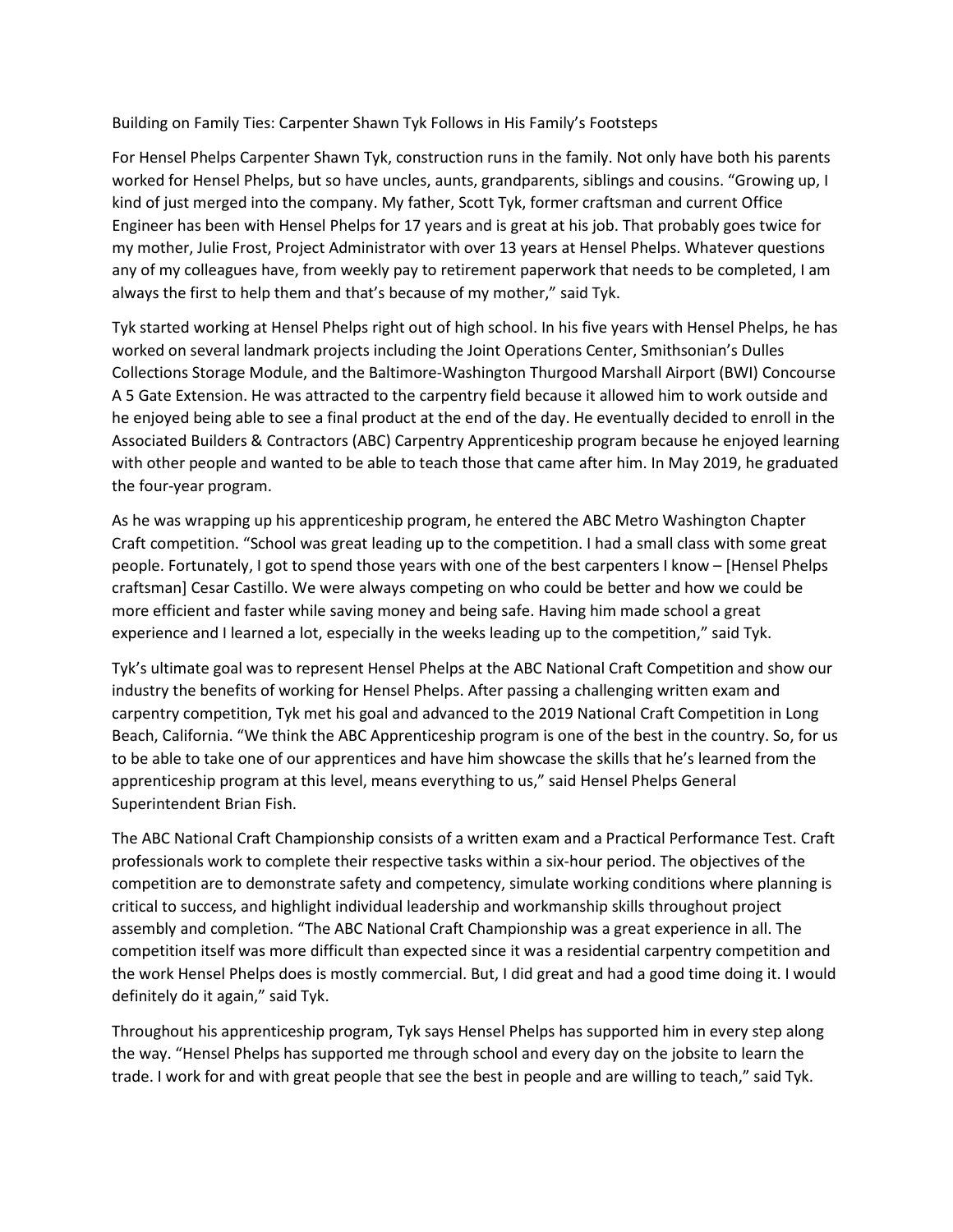# Building on Family Ties: Carpenter Shawn Tyk Follows in His Family's Footsteps

For Hensel Phelps Carpenter Shawn Tyk, construction runs in the family. Not only have both his parents worked for Hensel Phelps, but so have uncles, aunts, grandparents, siblings and cousins. "Growing up, I kind of just merged into the company. My father, Scott Tyk, former craftsman and current Office Engineer has been with Hensel Phelps for 17 years and is great at his job. That probably goes twice for my mother, Julie Frost, Project Administrator with over 13 years at Hensel Phelps. Whatever questions any of my colleagues have, from weekly pay to retirement paperwork that needs to be completed, I am always the first to help them and that's because of my mother," said Tyk.

Tyk started working at Hensel Phelps right out of high school. In his five years with Hensel Phelps, he has worked on several landmark projects including the Joint Operations Center, Smithsonian's Dulles Collections Storage Module, and the Baltimore-Washington Thurgood Marshall Airport (BWI) Concourse A 5 Gate Extension. He was attracted to the carpentry field because it allowed him to work outside and he enjoyed being able to see a final product at the end of the day. He eventually decided to enroll in the Associated Builders & Contractors (ABC) Carpentry Apprenticeship program because he enjoyed learning with other people and wanted to be able to teach those that came after him. In May 2019, he graduated the four-year program.

As he was wrapping up his apprenticeship program, he entered the ABC Metro Washington Chapter Craft competition. "School was great leading up to the competition. I had a small class with some great people. Fortunately, I got to spend those years with one of the best carpenters I know – [Hensel Phelps craftsman] Cesar Castillo. We were always competing on who could be better and how we could be more efficient and faster while saving money and being safe. Having him made school a great experience and I learned a lot, especially in the weeks leading up to the competition," said Tyk.

Tyk's ultimate goal was to represent Hensel Phelps at the ABC National Craft Competition and show our industry the benefits of working for Hensel Phelps. After passing a challenging written exam and carpentry competition, Tyk met his goal and advanced to the 2019 National Craft Competition in Long Beach, California. "We think the ABC Apprenticeship program is one of the best in the country. So, for us to be able to take one of our apprentices and have him showcase the skills that he's learned from the apprenticeship program at this level, means everything to us," said Hensel Phelps General Superintendent Brian Fish.

The ABC National Craft Championship consists of a written exam and a Practical Performance Test. Craft professionals work to complete their respective tasks within a six-hour period. The objectives of the competition are to demonstrate safety and competency, simulate working conditions where planning is critical to success, and highlight individual leadership and workmanship skills throughout project assembly and completion. "The ABC National Craft Championship was a great experience in all. The competition itself was more difficult than expected since it was a residential carpentry competition and the work Hensel Phelps does is mostly commercial. But, I did great and had a good time doing it. I would definitely do it again," said Tyk.

Throughout his apprenticeship program, Tyk says Hensel Phelps has supported him in every step along the way. "Hensel Phelps has supported me through school and every day on the jobsite to learn the trade. I work for and with great people that see the best in people and are willing to teach," said Tyk.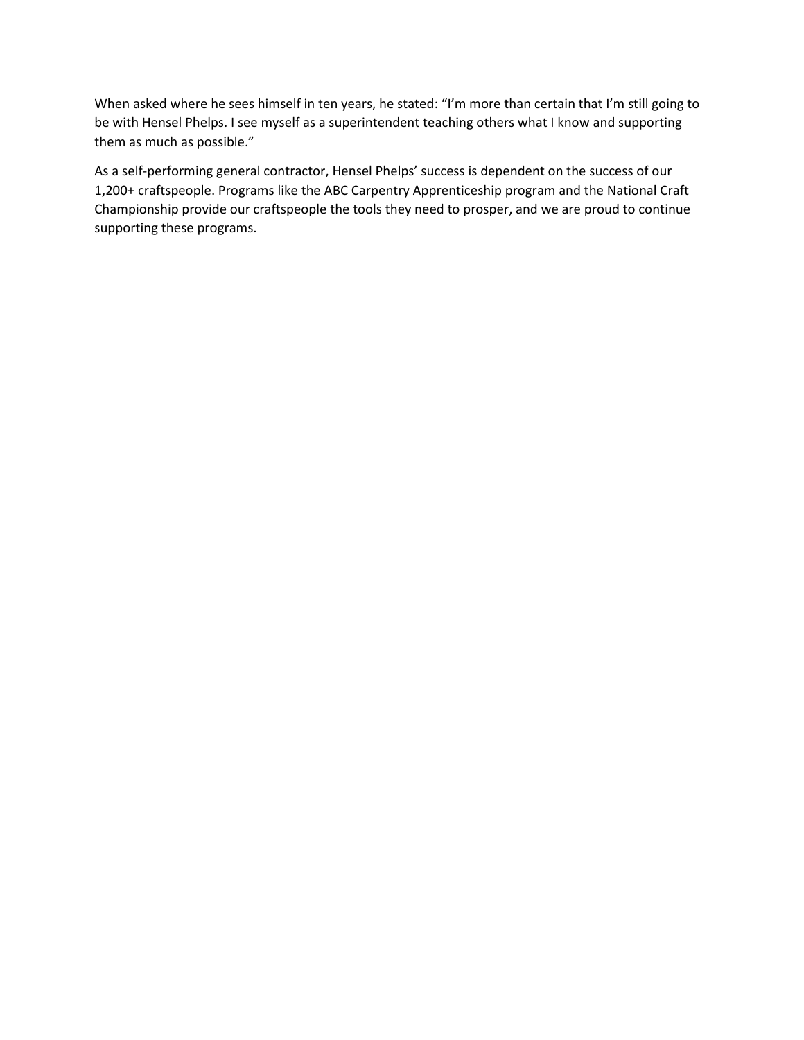When asked where he sees himself in ten years, he stated: "I'm more than certain that I'm still going to be with Hensel Phelps. I see myself as a superintendent teaching others what I know and supporting them as much as possible."

As a self-performing general contractor, Hensel Phelps' success is dependent on the success of our 1,200+ craftspeople. Programs like the ABC Carpentry Apprenticeship program and the National Craft Championship provide our craftspeople the tools they need to prosper, and we are proud to continue supporting these programs.